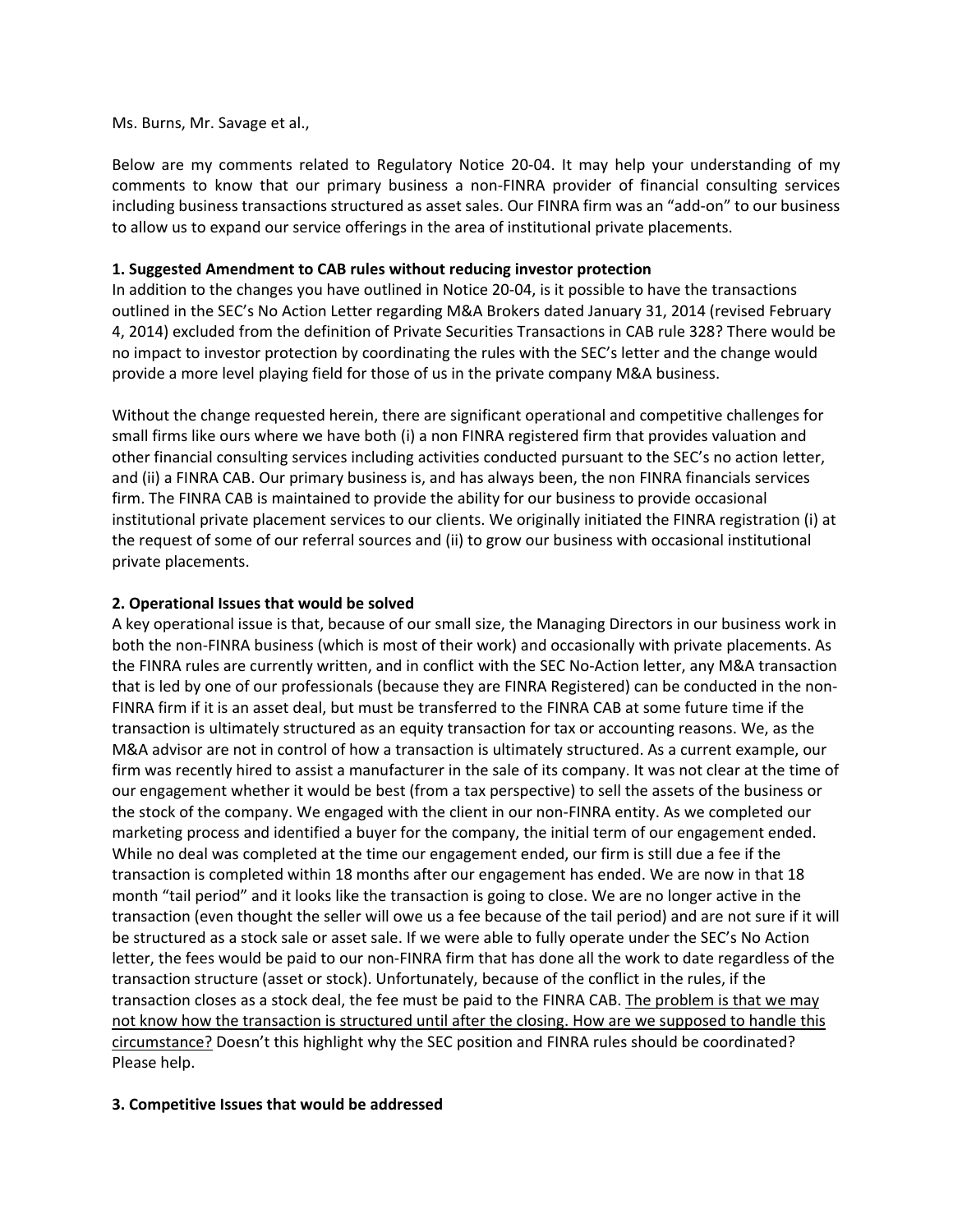Ms. Burns, Mr. Savage et al.,

Below are my comments related to Regulatory Notice 20-04. It may help your understanding of my comments to know that our primary business a non-FINRA provider of financial consulting services including business transactions structured as asset sales. Our FINRA firm was an "add-on" to our business to allow us to expand our service offerings in the area of institutional private placements.

**1. Suggested Amendment to CAB rules without reducing investor protection**

In addition to the changes you have outlined in Notice 20-04, is it possible to have the transactions outlined in the SEC's No Action Letter regarding M&A Brokers dated January 31, 2014 (revised February 4, 2014) excluded from the definition of Private Securities Transactions in CAB rule 328? There would be no impact to investor protection by coordinating the rules with the SEC's letter and the change would provide a more level playing field for those of us in the private company M&A business.

Without the change requested herein, there are significant operational and competitive challenges for small firms like ours where we have both (i) a non FINRA registered firm that provides valuation and other financial consulting services including activities conducted pursuant to the SEC's no action letter, and (ii) a FINRA CAB. Our primary business is, and has always been, the non FINRA financials services firm. The FINRA CAB is maintained to provide the ability for our business to provide occasional institutional private placement services to our clients. We originally initiated the FINRA registration (i) at the request of some of our referral sources and (ii) to grow our business with occasional institutional private placements.

**2. Operational Issues that would be solved**

A key operational issue is that, because of our small size, the Managing Directors in our business work in both the non-FINRA business (which is most of their work) and occasionally with private placements. As the FINRA rules are currently written, and in conflict with the SEC No-Action letter, any M&A transaction that is led by one of our professionals (because they are FINRA Registered) can be conducted in the non-FINRA firm if it is an asset deal, but must be transferred to the FINRA CAB at some future time if the transaction is ultimately structured as an equity transaction for tax or accounting reasons. We, as the M&A advisor are not in control of how a transaction is ultimately structured. As a current example, our firm was recently hired to assist a manufacturer in the sale of its company. It was not clear at the time of our engagement whether it would be best (from a tax perspective) to sell the assets of the business or the stock of the company. We engaged with the client in our non-FINRA entity. As we completed our marketing process and identified a buyer for the company, the initial term of our engagement ended. While no deal was completed at the time our engagement ended, our firm is still due a fee if the transaction is completed within 18 months after our engagement has ended. We are now in that 18 month "tail period" and it looks like the transaction is going to close. We are no longer active in the transaction (even thought the seller will owe us a fee because of the tail period) and are not sure if it will be structured as a stock sale or asset sale. If we were able to fully operate under the SEC's No Action letter, the fees would be paid to our non-FINRA firm that has done all the work to date regardless of the transaction structure (asset or stock). Unfortunately, because of the conflict in the rules, if the transaction closes as a stock deal, the fee must be paid to the FINRA CAB. <u>The problem is that we may not know how the transaction is structured until after the closing. How are we supposed to handle this circumstance?</u> Doesn't this highlight why the SEC position and FINRA rules should be coordinated? Please help.

**3. Competitive Issues that would be addressed**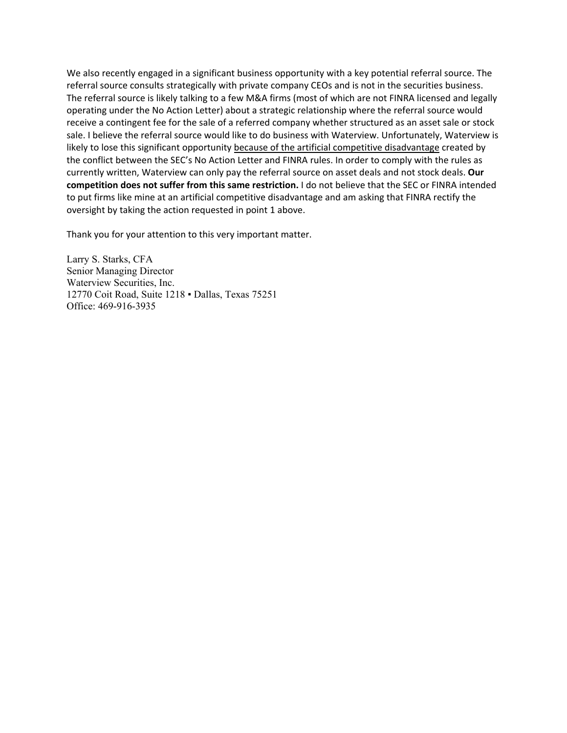We also recently engaged in a significant business opportunity with a key potential referral source. The referral source consults strategically with private company CEOs and is not in the securities business. The referral source is likely talking to a few M&A firms (most of which are not FINRA licensed and legally operating under the No Action Letter) about a strategic relationship where the referral source would receive a contingent fee for the sale of a referred company whether structured as an asset sale or stock sale. I believe the referral source would like to do business with Waterview. Unfortunately, Waterview is likely to lose this significant opportunity <u>because of the artificial competitive disadvantage</u> created by the conflict between the SEC's No Action Letter and FINRA rules. In order to comply with the rules as currently written, Waterview can only pay the referral source on asset deals and not stock deals. **Our competition does not suffer from this same restriction.** I do not believe that the SEC or FINRA intended to put firms like mine at an artificial competitive disadvantage and am asking that FINRA rectify the oversight by taking the action requested in point 1 above.

Thank you for your attention to this very important matter.

Larry S. Starks, CFA
Senior Managing Director
Waterview Securities, Inc.
12770 Coit Road, Suite 1218 ▪ Dallas, Texas 75251
Office: 469-916-3935